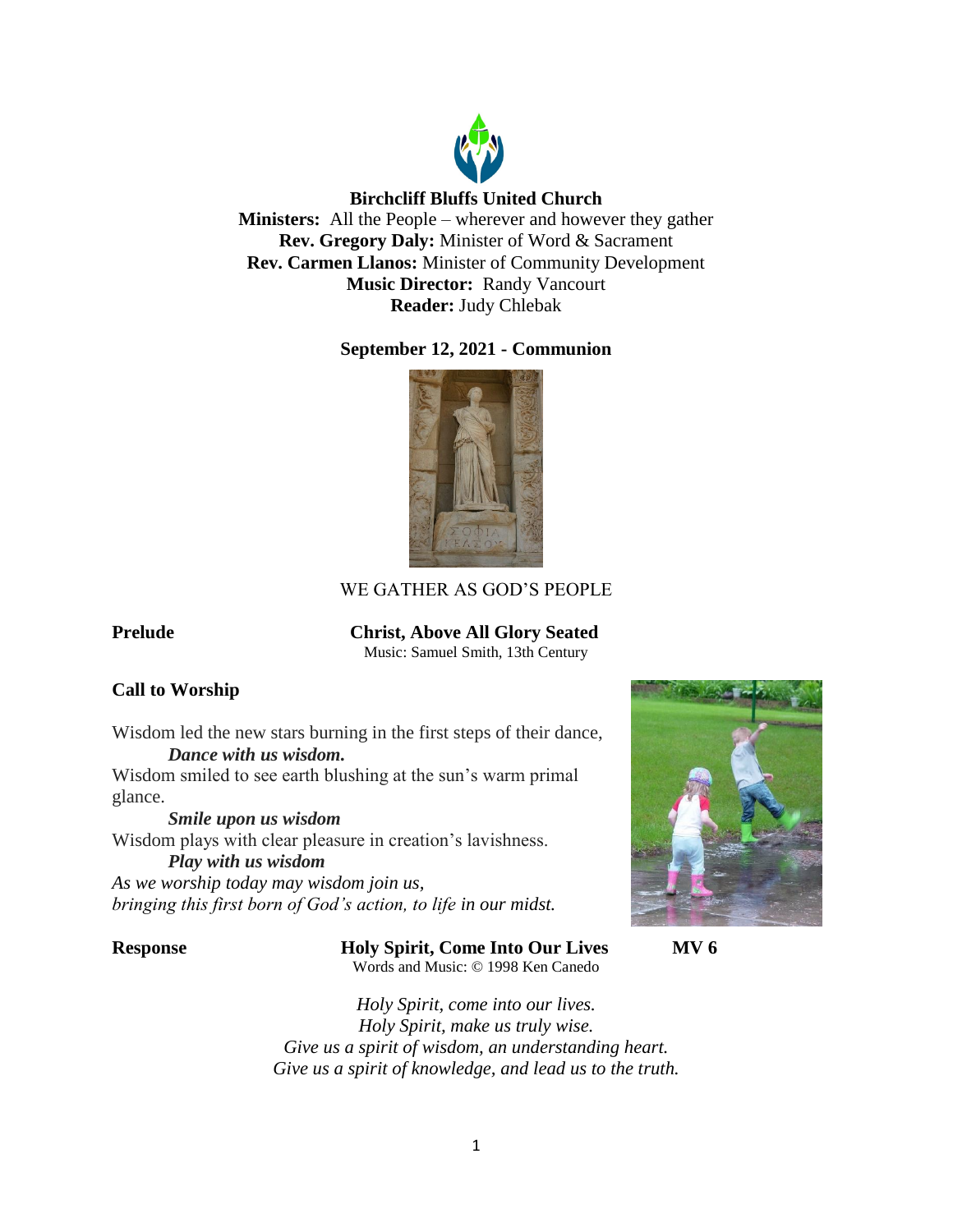**Birchcliff Bluffs United Church**

**Ministers:** All the People – wherever and however they gather
**Rev. Gregory Daly:** Minister of Word & Sacrament
**Rev. Carmen Llanos:** Minister of Community Development
**Music Director:** Randy Vancourt
**Reader:** Judy Chlebak

**September 12, 2021 - Communion**

WE GATHER AS GOD'S PEOPLE

**Prelude** **Christ, Above All Glory Seated**
Music: Samuel Smith, 13th Century

**Call to Worship**

Wisdom led the new stars burning in the first steps of their dance,
***Dance with us wisdom.***
Wisdom smiled to see earth blushing at the sun's warm primal glance.
***Smile upon us wisdom***
Wisdom plays with clear pleasure in creation's lavishness.
***Play with us wisdom***
*As we worship today may wisdom join us,*
*bringing this first born of God's action, to life in our midst.*

**Response** **Holy Spirit, Come Into Our Lives** **MV 6**
Words and Music: © 1998 Ken Canedo

*Holy Spirit, come into our lives.*
*Holy Spirit, make us truly wise.*
*Give us a spirit of wisdom, an understanding heart.*
*Give us a spirit of knowledge, and lead us to the truth.*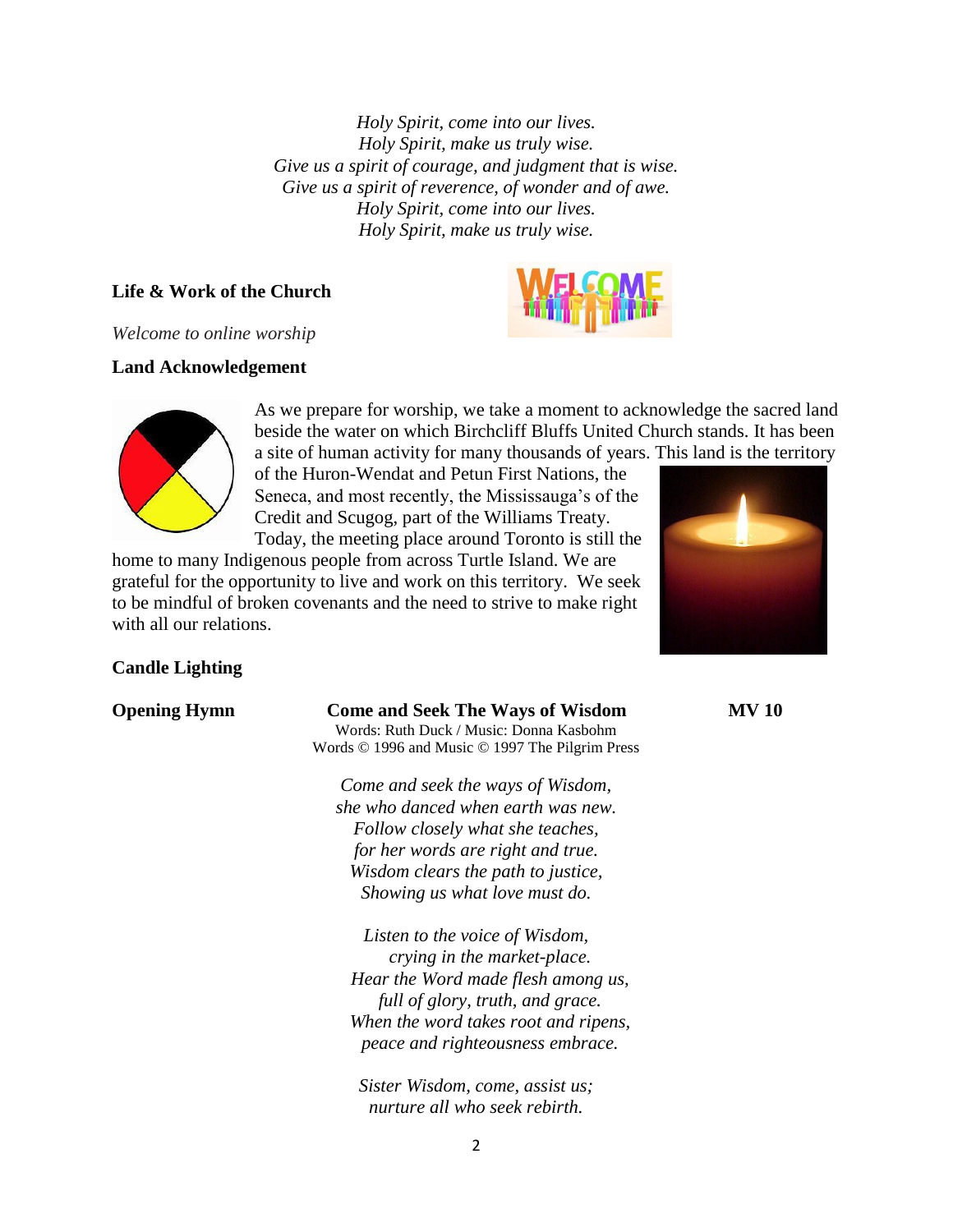*Holy Spirit, come into our lives.*
*Holy Spirit, make us truly wise.*
*Give us a spirit of courage, and judgment that is wise.*
*Give us a spirit of reverence, of wonder and of awe.*
*Holy Spirit, come into our lives.*
*Holy Spirit, make us truly wise.*

**Life & Work of the Church**

*Welcome to online worship*

**Land Acknowledgement**

As we prepare for worship, we take a moment to acknowledge the sacred land beside the water on which Birchcliff Bluffs United Church stands. It has been a site of human activity for many thousands of years. This land is the territory of the Huron-Wendat and Petun First Nations, the Seneca, and most recently, the Mississauga's of the Credit and Scugog, part of the Williams Treaty. Today, the meeting place around Toronto is still the home to many Indigenous people from across Turtle Island. We are grateful for the opportunity to live and work on this territory. We seek to be mindful of broken covenants and the need to strive to make right with all our relations.

**Candle Lighting**

**Opening Hymn** **Come and Seek The Ways of Wisdom** **MV 10**

Words: Ruth Duck / Music: Donna Kasbohm
Words © 1996 and Music © 1997 The Pilgrim Press

*Come and seek the ways of Wisdom,*
*she who danced when earth was new.*
*Follow closely what she teaches,*
*for her words are right and true.*
*Wisdom clears the path to justice,*
*Showing us what love must do.*

*Listen to the voice of Wisdom,*
*crying in the market-place.*
*Hear the Word made flesh among us,*
*full of glory, truth, and grace.*
*When the word takes root and ripens,*
*peace and righteousness embrace.*

*Sister Wisdom, come, assist us;*
*nurture all who seek rebirth.*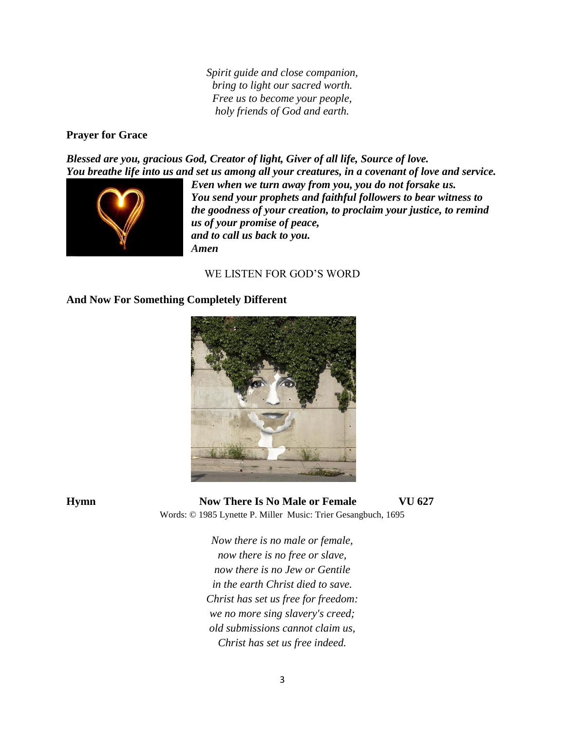*Spirit guide and close companion,*
*bring to light our sacred worth.*
*Free us to become your people,*
*holy friends of God and earth.*

**Prayer for Grace**

***Blessed are you, gracious God, Creator of light, Giver of all life, Source of love.***
***You breathe life into us and set us among all your creatures, in a covenant of love and service.***
***Even when we turn away from you, you do not forsake us.***
***You send your prophets and faithful followers to bear witness to the goodness of your creation, to proclaim your justice, to remind us of your promise of peace,***
***and to call us back to you.***
***Amen***

WE LISTEN FOR GOD'S WORD

**And Now For Something Completely Different**

**Hymn** **Now There Is No Male or Female** **VU 627**

Words: © 1985 Lynette P. Miller Music: Trier Gesangbuch, 1695

*Now there is no male or female,*
*now there is no free or slave,*
*now there is no Jew or Gentile*
*in the earth Christ died to save.*
*Christ has set us free for freedom:*
*we no more sing slavery's creed;*
*old submissions cannot claim us,*
*Christ has set us free indeed.*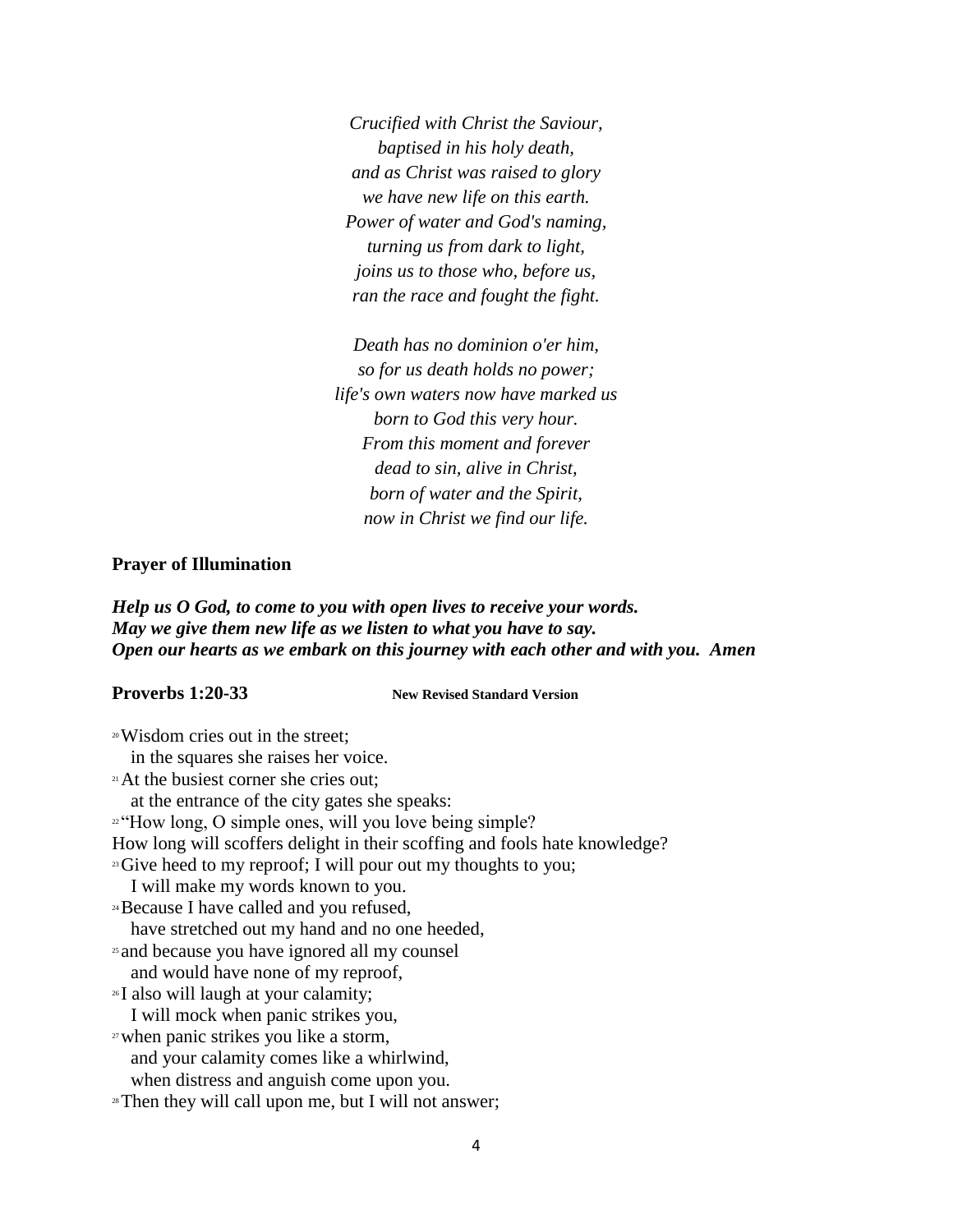*Crucified with Christ the Saviour,*
*baptised in his holy death,*
*and as Christ was raised to glory*
*we have new life on this earth.*
*Power of water and God's naming,*
*turning us from dark to light,*
*joins us to those who, before us,*
*ran the race and fought the fight.*

*Death has no dominion o'er him,*
*so for us death holds no power;*
*life's own waters now have marked us*
*born to God this very hour.*
*From this moment and forever*
*dead to sin, alive in Christ,*
*born of water and the Spirit,*
*now in Christ we find our life.*

**Prayer of Illumination**

***Help us O God, to come to you with open lives to receive your words.***
***May we give them new life as we listen to what you have to say.***
***Open our hearts as we embark on this journey with each other and with you. Amen***

**Proverbs 1:20-33** **New Revised Standard Version**

[20] Wisdom cries out in the street;
   in the squares she raises her voice.
[21] At the busiest corner she cries out;
   at the entrance of the city gates she speaks:
[22] "How long, O simple ones, will you love being simple?
How long will scoffers delight in their scoffing and fools hate knowledge?
[23] Give heed to my reproof; I will pour out my thoughts to you;
   I will make my words known to you.
[24] Because I have called and you refused,
   have stretched out my hand and no one heeded,
[25] and because you have ignored all my counsel
   and would have none of my reproof,
[26] I also will laugh at your calamity;
   I will mock when panic strikes you,
[27] when panic strikes you like a storm,
   and your calamity comes like a whirlwind,
   when distress and anguish come upon you.
[28] Then they will call upon me, but I will not answer;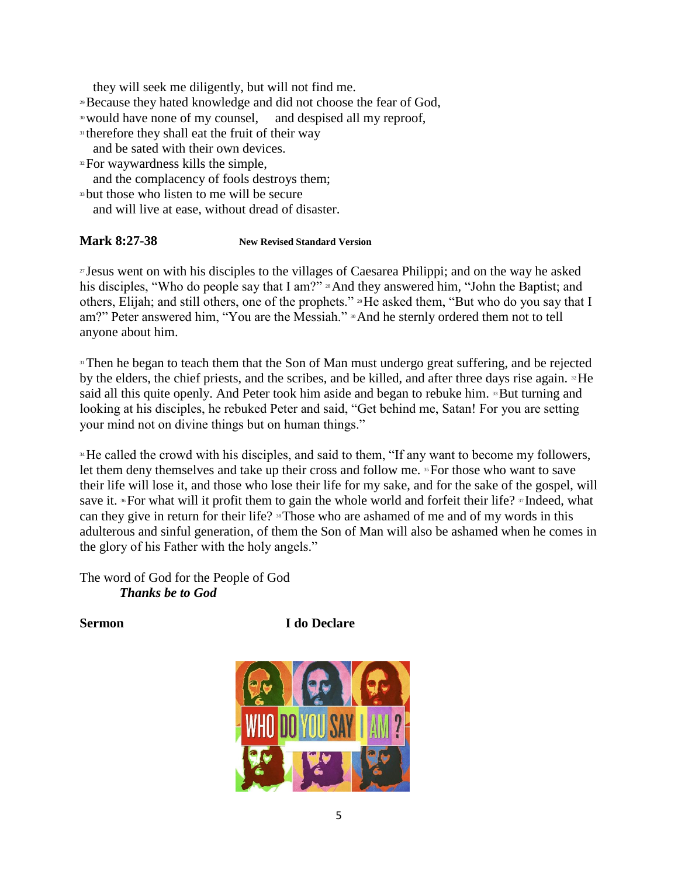they will seek me diligently, but will not find me.
[29] Because they hated knowledge and did not choose the fear of God,
[30] would have none of my counsel, and despised all my reproof,
[31] therefore they shall eat the fruit of their way
and be sated with their own devices.
[32] For waywardness kills the simple,
and the complacency of fools destroys them;
[33] but those who listen to me will be secure
and will live at ease, without dread of disaster.

**Mark 8:27-38** **New Revised Standard Version**

[27] Jesus went on with his disciples to the villages of Caesarea Philippi; and on the way he asked his disciples, "Who do people say that I am?" [28] And they answered him, "John the Baptist; and others, Elijah; and still others, one of the prophets." [29] He asked them, "But who do you say that I am?" Peter answered him, "You are the Messiah." [30] And he sternly ordered them not to tell anyone about him.

[31] Then he began to teach them that the Son of Man must undergo great suffering, and be rejected by the elders, the chief priests, and the scribes, and be killed, and after three days rise again. [32] He said all this quite openly. And Peter took him aside and began to rebuke him. [33] But turning and looking at his disciples, he rebuked Peter and said, "Get behind me, Satan! For you are setting your mind not on divine things but on human things."

[34] He called the crowd with his disciples, and said to them, "If any want to become my followers, let them deny themselves and take up their cross and follow me. [35] For those who want to save their life will lose it, and those who lose their life for my sake, and for the sake of the gospel, will save it. [36] For what will it profit them to gain the whole world and forfeit their life? [37] Indeed, what can they give in return for their life? [38] Those who are ashamed of me and of my words in this adulterous and sinful generation, of them the Son of Man will also be ashamed when he comes in the glory of his Father with the holy angels."

The word of God for the People of God
***Thanks be to God***

**Sermon** **I do Declare**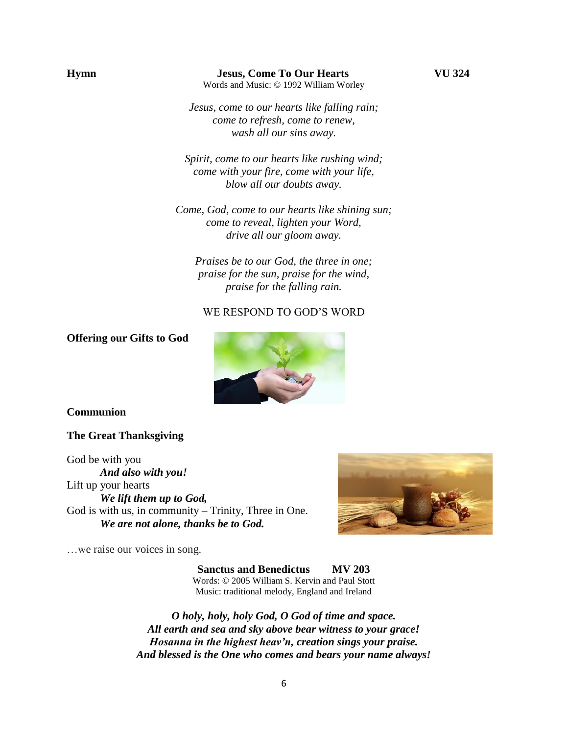**Hymn** **Jesus, Come To Our Hearts** **VU 324**

Words and Music: © 1992 William Worley

*Jesus, come to our hearts like falling rain;*
*come to refresh, come to renew,*
*wash all our sins away.*

*Spirit, come to our hearts like rushing wind;*
*come with your fire, come with your life,*
*blow all our doubts away.*

*Come, God, come to our hearts like shining sun;*
*come to reveal, lighten your Word,*
*drive all our gloom away.*

*Praises be to our God, the three in one;*
*praise for the sun, praise for the wind,*
*praise for the falling rain.*

WE RESPOND TO GOD'S WORD

**Offering our Gifts to God**

**Communion**

**The Great Thanksgiving**

God be with you
***And also with you!***
Lift up your hearts
***We lift them up to God,***
God is with us, in community – Trinity, Three in One.
***We are not alone, thanks be to God.***

…we raise our voices in song.

**Sanctus and Benedictus** **MV 203**

Words: © 2005 William S. Kervin and Paul Stott
Music: traditional melody, England and Ireland

***O holy, holy, holy God, O God of time and space.***
***All earth and sea and sky above bear witness to your grace!***
***Hosanna in the highest heav'n, creation sings your praise.***
***And blessed is the One who comes and bears your name always!***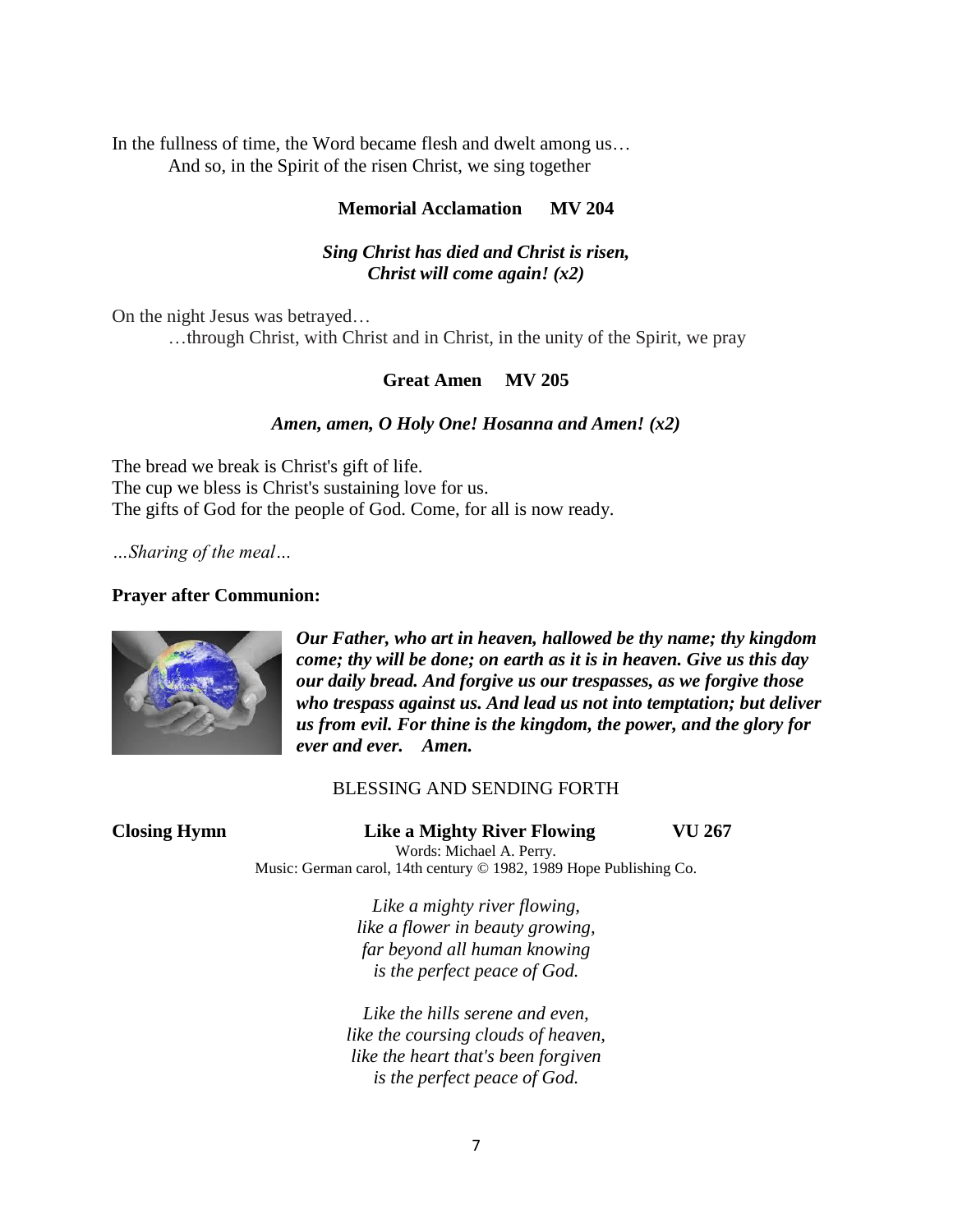In the fullness of time, the Word became flesh and dwelt among us…
And so, in the Spirit of the risen Christ, we sing together

**Memorial Acclamation MV 204**

***Sing Christ has died and Christ is risen,***
***Christ will come again! (x2)***

On the night Jesus was betrayed…
…through Christ, with Christ and in Christ, in the unity of the Spirit, we pray

**Great Amen MV 205**

***Amen, amen, O Holy One! Hosanna and Amen! (x2)***

The bread we break is Christ's gift of life.
The cup we bless is Christ's sustaining love for us.
The gifts of God for the people of God. Come, for all is now ready.

*…Sharing of the meal…*

**Prayer after Communion:**

***Our Father, who art in heaven, hallowed be thy name; thy kingdom come; thy will be done; on earth as it is in heaven. Give us this day our daily bread. And forgive us our trespasses, as we forgive those who trespass against us. And lead us not into temptation; but deliver us from evil. For thine is the kingdom, the power, and the glory for ever and ever. Amen.***

BLESSING AND SENDING FORTH

**Closing Hymn Like a Mighty River Flowing VU 267**

Words: Michael A. Perry.
Music: German carol, 14th century © 1982, 1989 Hope Publishing Co.

*Like a mighty river flowing,*
*like a flower in beauty growing,*
*far beyond all human knowing*
*is the perfect peace of God.*

*Like the hills serene and even,*
*like the coursing clouds of heaven,*
*like the heart that's been forgiven*
*is the perfect peace of God.*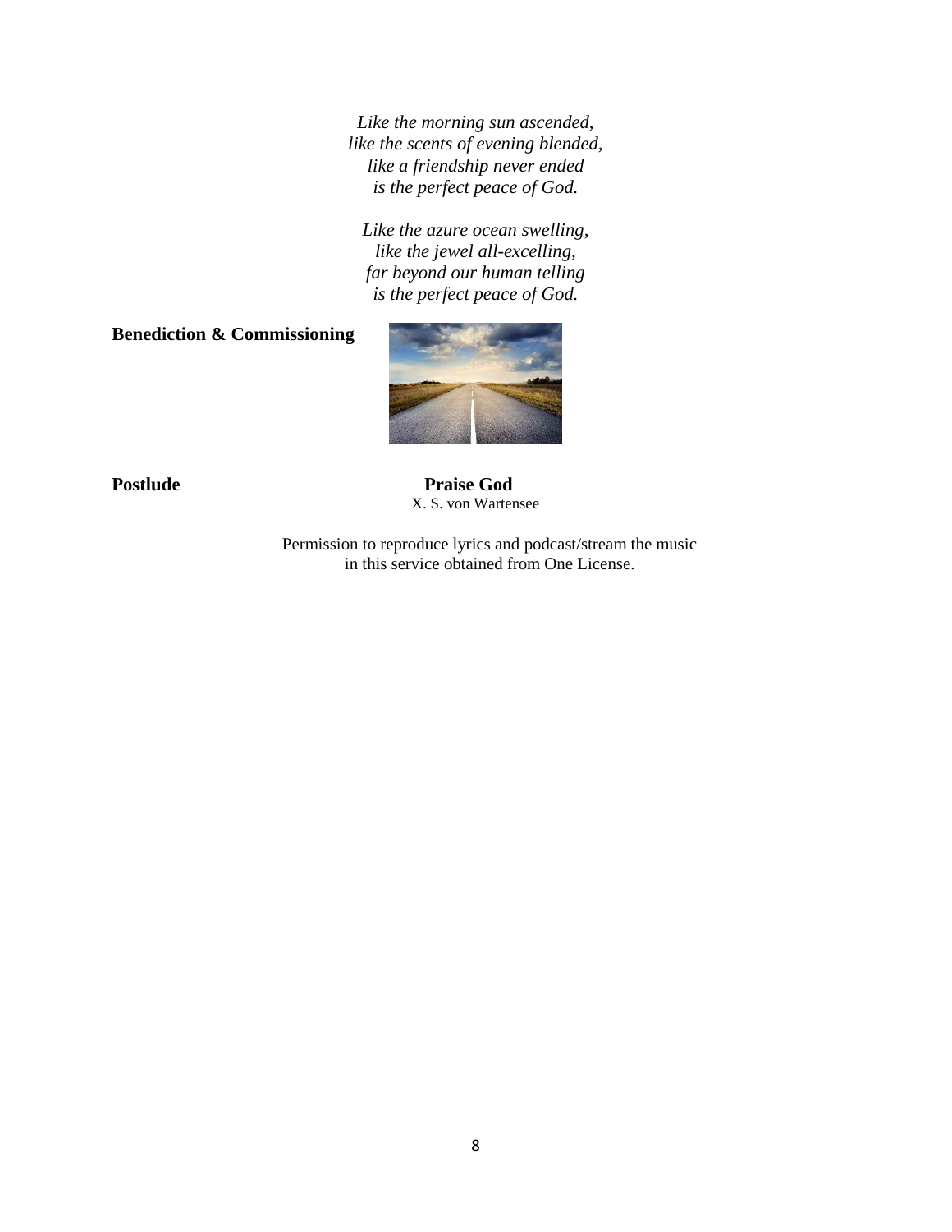*Like the morning sun ascended,*
*like the scents of evening blended,*
*like a friendship never ended*
*is the perfect peace of God.*

*Like the azure ocean swelling,*
*like the jewel all-excelling,*
*far beyond our human telling*
*is the perfect peace of God.*

**Benediction & Commissioning**

**Postlude** **Praise God**
X. S. von Wartensee

Permission to reproduce lyrics and podcast/stream the music in this service obtained from One License.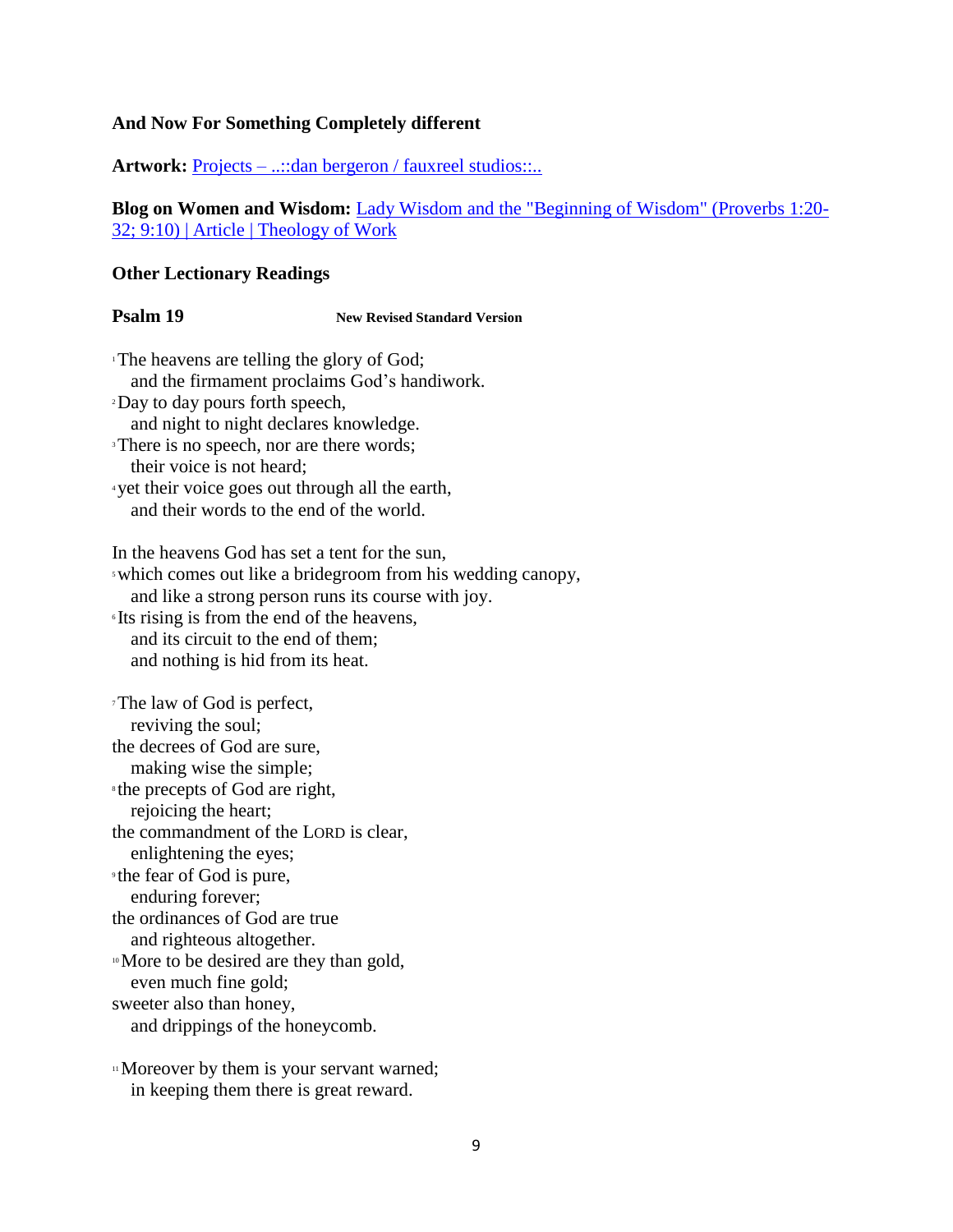**And Now For Something Completely different**

**Artwork:** [Projects – ..::dan bergeron / fauxreel studios::..]()

**Blog on Women and Wisdom:** [Lady Wisdom and the "Beginning of Wisdom" (Proverbs 1:20-32; 9:10) | Article | Theology of Work]()

**Other Lectionary Readings**

**Psalm 19** **New Revised Standard Version**

[1] The heavens are telling the glory of God;
and the firmament proclaims God's handiwork.
[2] Day to day pours forth speech,
and night to night declares knowledge.
[3] There is no speech, nor are there words;
their voice is not heard;
[4] yet their voice goes out through all the earth,
and their words to the end of the world.

In the heavens God has set a tent for the sun,
[5] which comes out like a bridegroom from his wedding canopy,
and like a strong person runs its course with joy.
[6] Its rising is from the end of the heavens,
and its circuit to the end of them;
and nothing is hid from its heat.

[7] The law of God is perfect,
reviving the soul;
the decrees of God are sure,
making wise the simple;
[8] the precepts of God are right,
rejoicing the heart;
the commandment of the LORD is clear,
enlightening the eyes;
[9] the fear of God is pure,
enduring forever;
the ordinances of God are true
and righteous altogether.
[10] More to be desired are they than gold,
even much fine gold;
sweeter also than honey,
and drippings of the honeycomb.

[11] Moreover by them is your servant warned;
in keeping them there is great reward.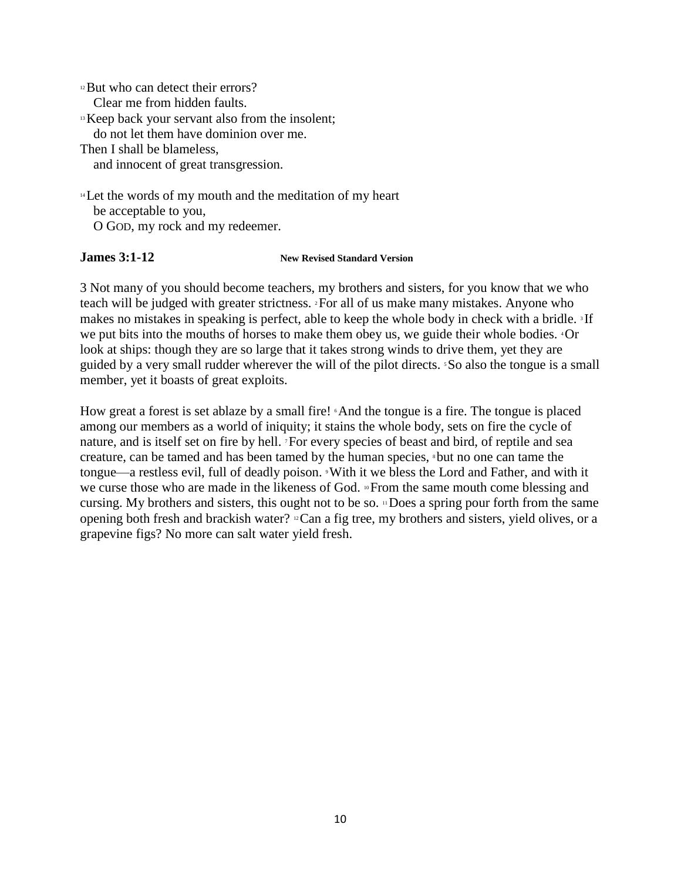[12] But who can detect their errors?
   Clear me from hidden faults.
[13] Keep back your servant also from the insolent;
   do not let them have dominion over me.
Then I shall be blameless,
   and innocent of great transgression.

[14] Let the words of my mouth and the meditation of my heart
   be acceptable to you,
   O GOD, my rock and my redeemer.

**James 3:1-12** **New Revised Standard Version**

3 Not many of you should become teachers, my brothers and sisters, for you know that we who teach will be judged with greater strictness. [2] For all of us make many mistakes. Anyone who makes no mistakes in speaking is perfect, able to keep the whole body in check with a bridle. [3] If we put bits into the mouths of horses to make them obey us, we guide their whole bodies. [4] Or look at ships: though they are so large that it takes strong winds to drive them, yet they are guided by a very small rudder wherever the will of the pilot directs. [5] So also the tongue is a small member, yet it boasts of great exploits.

How great a forest is set ablaze by a small fire! [6] And the tongue is a fire. The tongue is placed among our members as a world of iniquity; it stains the whole body, sets on fire the cycle of nature, and is itself set on fire by hell. [7] For every species of beast and bird, of reptile and sea creature, can be tamed and has been tamed by the human species, [8] but no one can tame the tongue—a restless evil, full of deadly poison. [9] With it we bless the Lord and Father, and with it we curse those who are made in the likeness of God. [10] From the same mouth come blessing and cursing. My brothers and sisters, this ought not to be so. [11] Does a spring pour forth from the same opening both fresh and brackish water? [12] Can a fig tree, my brothers and sisters, yield olives, or a grapevine figs? No more can salt water yield fresh.